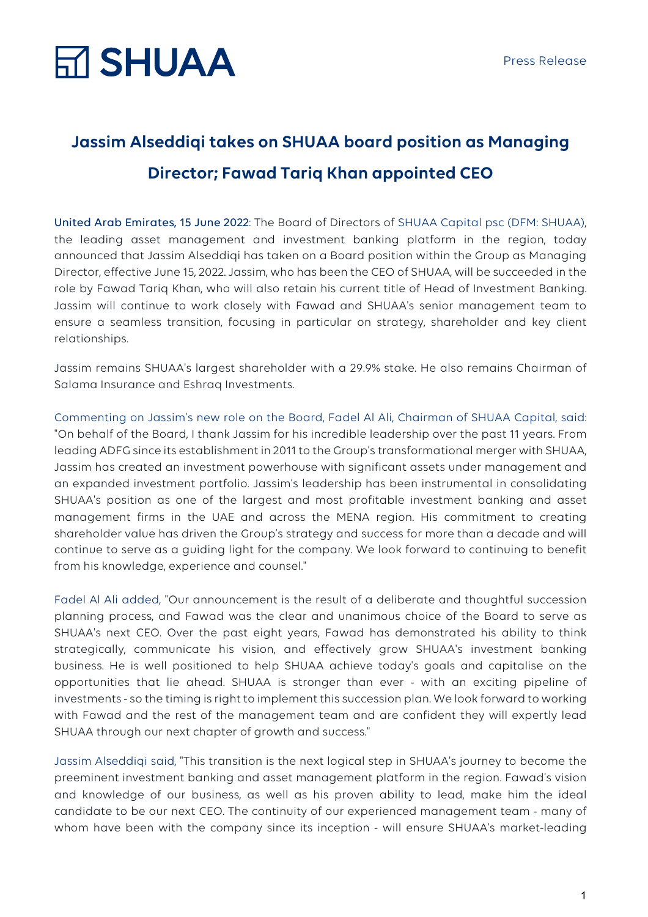SHUAA

Press Release

# Jassim Alseddiqi takes on SHUAA board position as Managing Director; Fawad Tariq Khan appointed CEO

United Arab Emirates, 15 June 2022: The Board of Directors of SHUAA Capital psc (DFM: SHUAA), the leading asset management and investment banking platform in the region, today announced that Jassim Alseddiqi has taken on a Board position within the Group as Managing Director, effective June 15, 2022. Jassim, who has been the CEO of SHUAA, will be succeeded in the role by Fawad Tariq Khan, who will also retain his current title of Head of Investment Banking. Jassim will continue to work closely with Fawad and SHUAA's senior management team to ensure a seamless transition, focusing in particular on strategy, shareholder and key client relationships.

Jassim remains SHUAA's largest shareholder with a 29.9% stake. He also remains Chairman of Salama Insurance and Eshraq Investments.

Commenting on Jassim's new role on the Board, Fadel Al Ali, Chairman of SHUAA Capital, said: "On behalf of the Board, I thank Jassim for his incredible leadership over the past 11 years. From leading ADFG since its establishment in 2011 to the Group's transformational merger with SHUAA, Jassim has created an investment powerhouse with significant assets under management and an expanded investment portfolio. Jassim's leadership has been instrumental in consolidating SHUAA's position as one of the largest and most profitable investment banking and asset management firms in the UAE and across the MENA region. His commitment to creating shareholder value has driven the Group's strategy and success for more than a decade and will continue to serve as a guiding light for the company. We look forward to continuing to benefit from his knowledge, experience and counsel."

Fadel Al Ali added, "Our announcement is the result of a deliberate and thoughtful succession planning process, and Fawad was the clear and unanimous choice of the Board to serve as SHUAA's next CEO. Over the past eight years, Fawad has demonstrated his ability to think strategically, communicate his vision, and effectively grow SHUAA's investment banking business. He is well positioned to help SHUAA achieve today's goals and capitalise on the opportunities that lie ahead. SHUAA is stronger than ever - with an exciting pipeline of investments - so the timing is right to implement this succession plan. We look forward to working with Fawad and the rest of the management team and are confident they will expertly lead SHUAA through our next chapter of growth and success."

Jassim Alseddiqi said, "This transition is the next logical step in SHUAA's journey to become the preeminent investment banking and asset management platform in the region. Fawad's vision and knowledge of our business, as well as his proven ability to lead, make him the ideal candidate to be our next CEO. The continuity of our experienced management team - many of whom have been with the company since its inception - will ensure SHUAA's market-leading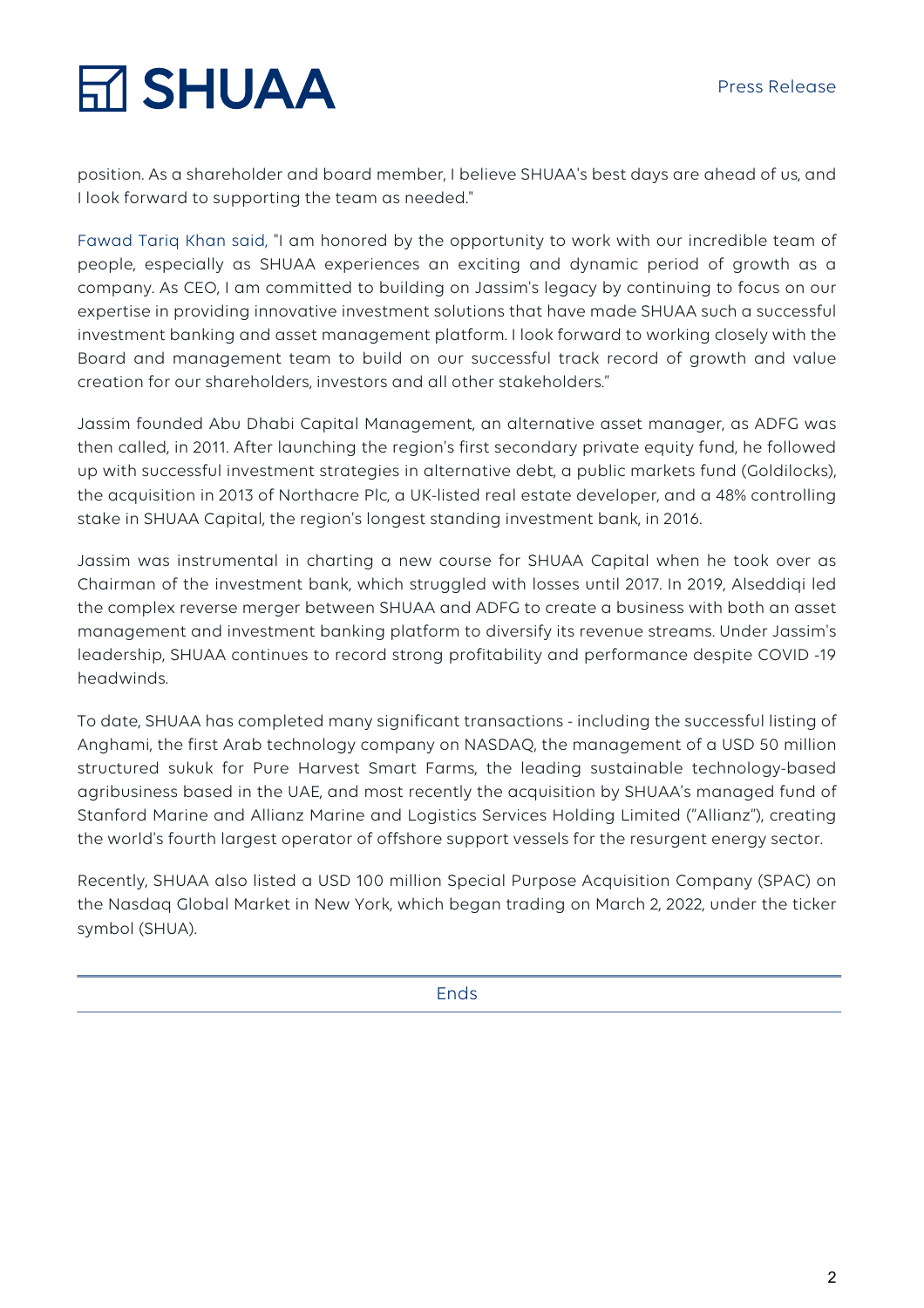position. As a shareholder and board member, I believe SHUAA's best days are ahead of us, and I look forward to supporting the team as needed."

Fawad Tariq Khan said, "I am honored by the opportunity to work with our incredible team of people, especially as SHUAA experiences an exciting and dynamic period of growth as a company. As CEO, I am committed to building on Jassim's legacy by continuing to focus on our expertise in providing innovative investment solutions that have made SHUAA such a successful investment banking and asset management platform. I look forward to working closely with the Board and management team to build on our successful track record of growth and value creation for our shareholders, investors and all other stakeholders."

Jassim founded Abu Dhabi Capital Management, an alternative asset manager, as ADFG was then called, in 2011. After launching the region's first secondary private equity fund, he followed up with successful investment strategies in alternative debt, a public markets fund (Goldilocks), the acquisition in 2013 of Northacre Plc, a UK-listed real estate developer, and a 48% controlling stake in SHUAA Capital, the region's longest standing investment bank, in 2016.

Jassim was instrumental in charting a new course for SHUAA Capital when he took over as Chairman of the investment bank, which struggled with losses until 2017. In 2019, Alseddiqi led the complex reverse merger between SHUAA and ADFG to create a business with both an asset management and investment banking platform to diversify its revenue streams. Under Jassim's leadership, SHUAA continues to record strong profitability and performance despite COVID -19 headwinds.

To date, SHUAA has completed many significant transactions - including the successful listing of Anghami, the first Arab technology company on NASDAQ, the management of a USD 50 million structured sukuk for Pure Harvest Smart Farms, the leading sustainable technology-based agribusiness based in the UAE, and most recently the acquisition by SHUAA's managed fund of Stanford Marine and Allianz Marine and Logistics Services Holding Limited ("Allianz"), creating the world's fourth largest operator of offshore support vessels for the resurgent energy sector.

Recently, SHUAA also listed a USD 100 million Special Purpose Acquisition Company (SPAC) on the Nasdaq Global Market in New York, which began trading on March 2, 2022, under the ticker symbol (SHUA).

Ends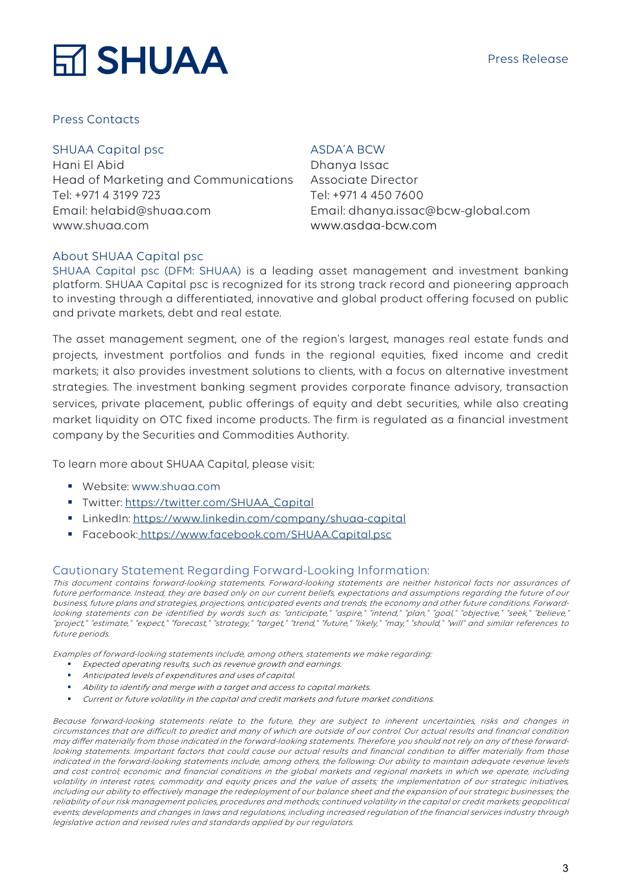# SHUAA

Press Release

## Press Contacts

| SHUAA Capital psc | ASDA'A BCW |
|---|---|
| Hani El Abid | Dhanya Issac |
| Head of Marketing and Communications | Associate Director |
| Tel: +971 4 3199 723 | Tel: +971 4 450 7600 |
| Email: helabid@shuaa.com | Email: dhanya.issac@bcw-global.com |
| www.shuaa.com | www.asdaa-bcw.com |

## About SHUAA Capital psc

SHUAA Capital psc (DFM: SHUAA) is a leading asset management and investment banking platform. SHUAA Capital psc is recognized for its strong track record and pioneering approach to investing through a differentiated, innovative and global product offering focused on public and private markets, debt and real estate.

The asset management segment, one of the region's largest, manages real estate funds and projects, investment portfolios and funds in the regional equities, fixed income and credit markets; it also provides investment solutions to clients, with a focus on alternative investment strategies. The investment banking segment provides corporate finance advisory, transaction services, private placement, public offerings of equity and debt securities, while also creating market liquidity on OTC fixed income products. The firm is regulated as a financial investment company by the Securities and Commodities Authority.

To learn more about SHUAA Capital, please visit:

- Website: www.shuaa.com
- Twitter: https://twitter.com/SHUAA_Capital
- LinkedIn: https://www.linkedin.com/company/shuaa-capital
- Facebook: https://www.facebook.com/SHUAA.Capital.psc

## Cautionary Statement Regarding Forward-Looking Information:

*This document contains forward-looking statements. Forward-looking statements are neither historical facts nor assurances of future performance. Instead, they are based only on our current beliefs, expectations and assumptions regarding the future of our business, future plans and strategies, projections, anticipated events and trends, the economy and other future conditions. Forward-looking statements can be identified by words such as: "anticipate," "aspire," "intend," "plan," "goal," "objective," "seek," "believe," "project," "estimate," "expect," "forecast," "strategy," "target," "trend," "future," "likely," "may," "should," "will" and similar references to future periods.*

*Examples of forward-looking statements include, among others, statements we make regarding:*

- *Expected operating results, such as revenue growth and earnings.*
- *Anticipated levels of expenditures and uses of capital.*
- *Ability to identify and merge with a target and access to capital markets.*
- *Current or future volatility in the capital and credit markets and future market conditions.*

*Because forward-looking statements relate to the future, they are subject to inherent uncertainties, risks and changes in circumstances that are difficult to predict and many of which are outside of our control. Our actual results and financial condition may differ materially from those indicated in the forward-looking statements. Therefore, you should not rely on any of these forward-looking statements. Important factors that could cause our actual results and financial condition to differ materially from those indicated in the forward-looking statements include, among others, the following: Our ability to maintain adequate revenue levels and cost control; economic and financial conditions in the global markets and regional markets in which we operate, including volatility in interest rates, commodity and equity prices and the value of assets; the implementation of our strategic initiatives, including our ability to effectively manage the redeployment of our balance sheet and the expansion of our strategic businesses; the reliability of our risk management policies, procedures and methods; continued volatility in the capital or credit markets; geopolitical events; developments and changes in laws and regulations, including increased regulation of the financial services industry through legislative action and revised rules and standards applied by our regulators.*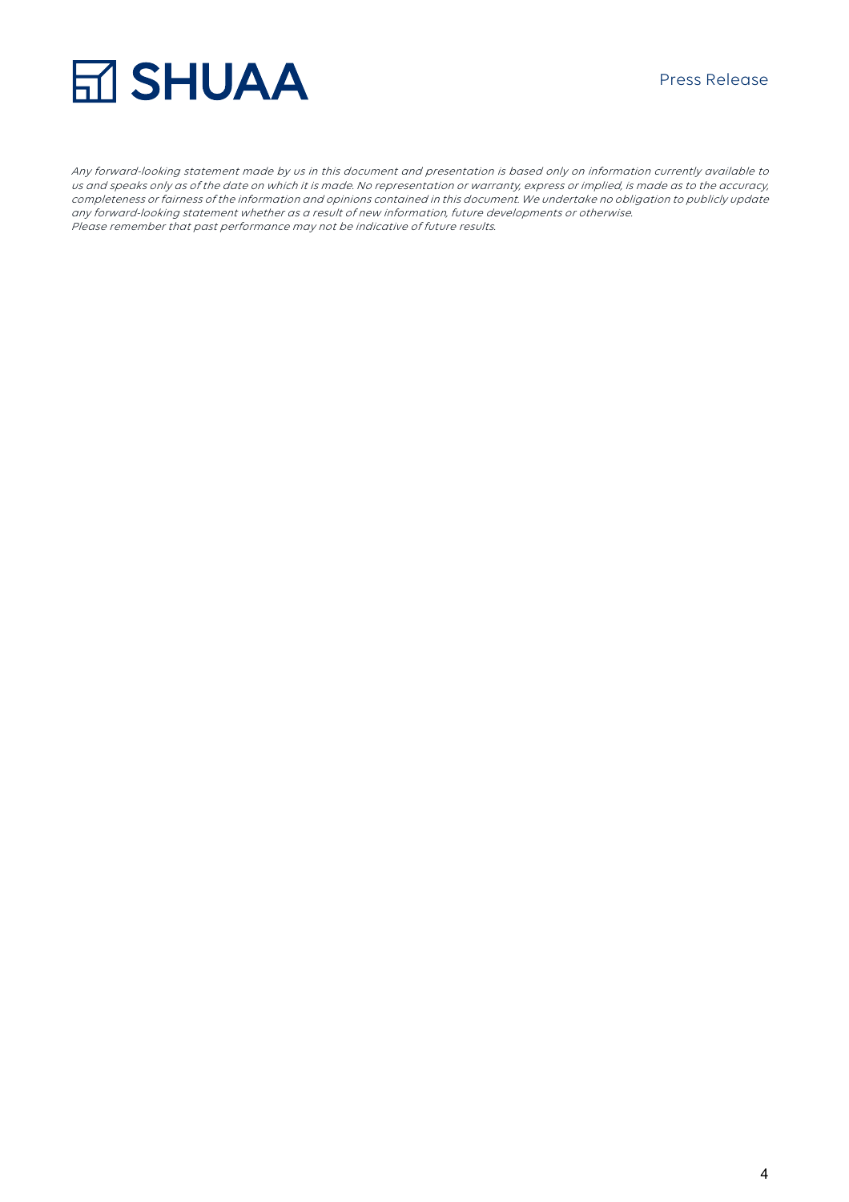*Any forward-looking statement made by us in this document and presentation is based only on information currently available to us and speaks only as of the date on which it is made. No representation or warranty, express or implied, is made as to the accuracy, completeness or fairness of the information and opinions contained in this document. We undertake no obligation to publicly update any forward-looking statement whether as a result of new information, future developments or otherwise.*
*Please remember that past performance may not be indicative of future results.*